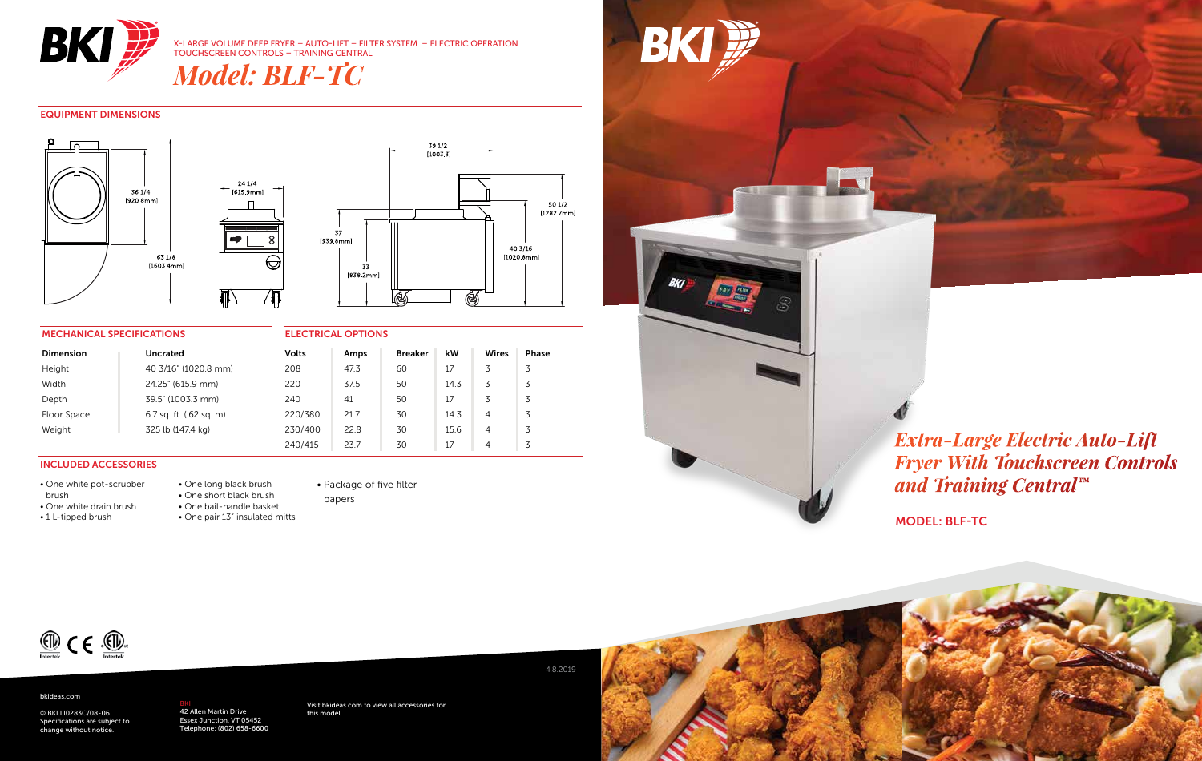X-LARGE VOLUME DEEP FRYER – AUTO-LIFT – FILTER SYSTEM – ELECTRIC OPERATION
TOUCHSCREEN CONTROLS – TRAINING CENTRAL

# *Model: BLF-TC*

## EQUIPMENT DIMENSIONS

36 1/4 [920.8mm]
63 1/8 [1603.4mm]
24 1/4 [615.9mm]
39 1/2 [1003.3]
50 1/2 [1282.7mm]
37 [939.8mm]
33 [838.2mm]
40 3/16 [1020.8mm]

## MECHANICAL SPECIFICATIONS

| Dimension | Uncrated |
|---|---|
| Height | 40 3/16" (1020.8 mm) |
| Width | 24.25" (615.9 mm) |
| Depth | 39.5" (1003.3 mm) |
| Floor Space | 6.7 sq. ft. (.62 sq. m) |
| Weight | 325 lb (147.4 kg) |

## ELECTRICAL OPTIONS

| Volts | Amps | Breaker | kW | Wires | Phase |
|---|---|---|---|---|---|
| 208 | 47.3 | 60 | 17 | 3 | 3 |
| 220 | 37.5 | 50 | 14.3 | 3 | 3 |
| 240 | 41 | 50 | 17 | 3 | 3 |
| 220/380 | 21.7 | 30 | 14.3 | 4 | 3 |
| 230/400 | 22.8 | 30 | 15.6 | 4 | 3 |
| 240/415 | 23.7 | 30 | 17 | 4 | 3 |

## INCLUDED ACCESSORIES

- One white pot-scrubber brush
- One white drain brush
- 1 L-tipped brush
- One long black brush
- One short black brush
- One bail-handle basket
- One pair 13" insulated mitts
- Package of five filter papers

## *Extra-Large Electric Auto-Lift Fryer With Touchscreen Controls and Training Central™*

MODEL: BLF-TC

4.8.2019

bkideas.com

© BKI LI0283C/08-06
Specifications are subject to change without notice.

BKI
42 Allen Martin Drive
Essex Junction, VT 05452
Telephone: (802) 658-6600

Visit bkideas.com to view all accessories for this model.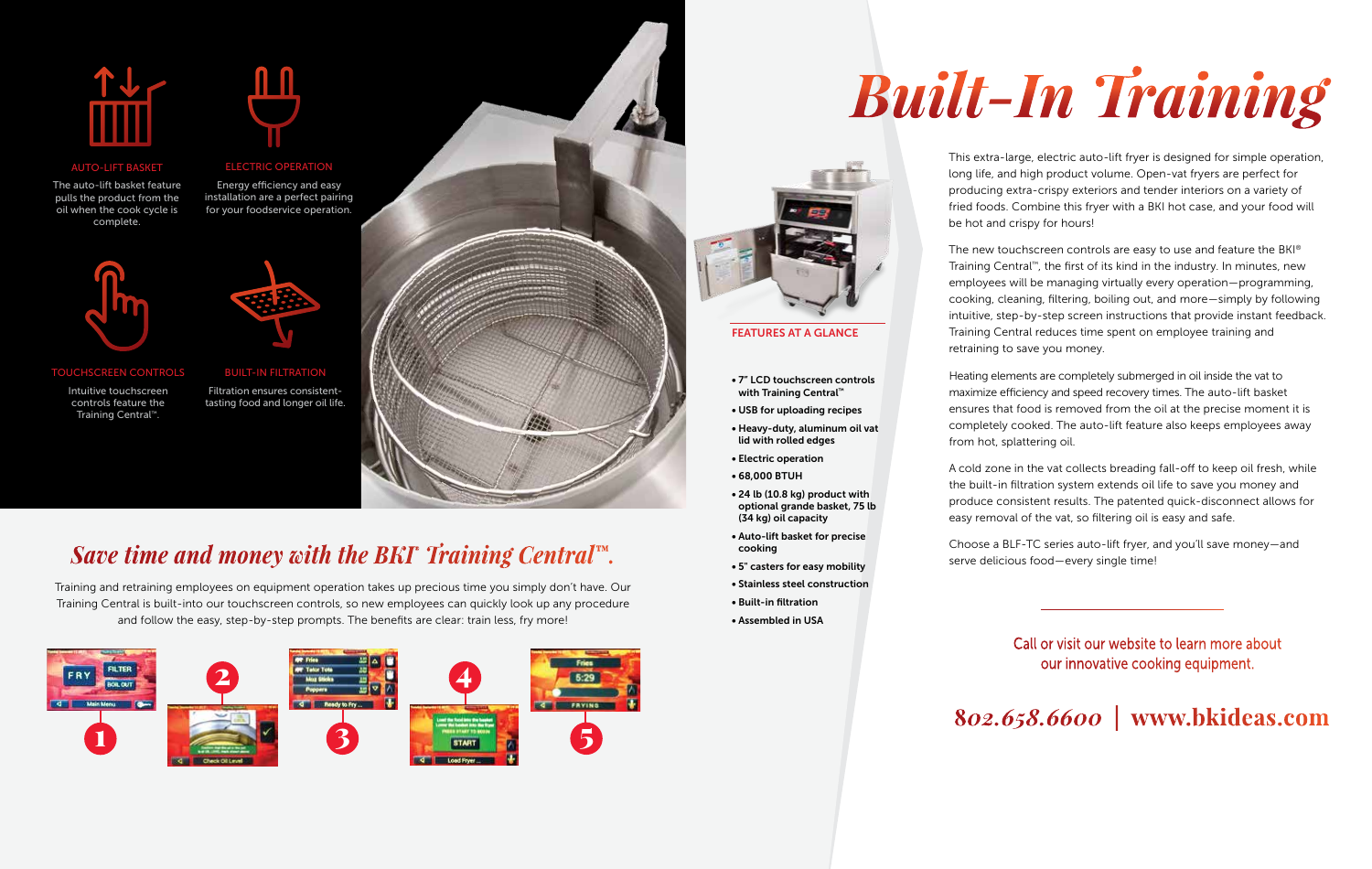AUTO-LIFT BASKET

The auto-lift basket feature pulls the product from the oil when the cook cycle is complete.

ELECTRIC OPERATION

Energy efficiency and easy installation are a perfect pairing for your foodservice operation.

TOUCHSCREEN CONTROLS

Intuitive touchscreen controls feature the Training Central™.

BUILT-IN FILTRATION

Filtration ensures consistent-tasting food and longer oil life.

## *Save time and money with the BKI Training Central™.*

Training and retraining employees on equipment operation takes up precious time you simply don't have. Our Training Central is built-into our touchscreen controls, so new employees can quickly look up any procedure and follow the easy, step-by-step prompts. The benefits are clear: train less, fry more!

1 2 3 4 5

# *Built-In Training*

This extra-large, electric auto-lift fryer is designed for simple operation, long life, and high product volume. Open-vat fryers are perfect for producing extra-crispy exteriors and tender interiors on a variety of fried foods. Combine this fryer with a BKI hot case, and your food will be hot and crispy for hours!

The new touchscreen controls are easy to use and feature the BKI® Training Central™, the first of its kind in the industry. In minutes, new employees will be managing virtually every operation—programming, cooking, cleaning, filtering, boiling out, and more—simply by following intuitive, step-by-step screen instructions that provide instant feedback. Training Central reduces time spent on employee training and retraining to save you money.

Heating elements are completely submerged in oil inside the vat to maximize efficiency and speed recovery times. The auto-lift basket ensures that food is removed from the oil at the precise moment it is completely cooked. The auto-lift feature also keeps employees away from hot, splattering oil.

A cold zone in the vat collects breading fall-off to keep oil fresh, while the built-in filtration system extends oil life to save you money and produce consistent results. The patented quick-disconnect allows for easy removal of the vat, so filtering oil is easy and safe.

Choose a BLF-TC series auto-lift fryer, and you'll save money—and serve delicious food—every single time!

### FEATURES AT A GLANCE

- **7" LCD touchscreen controls with Training Central™**
- **USB for uploading recipes**
- **Heavy-duty, aluminum oil vat lid with rolled edges**
- **Electric operation**
- **68,000 BTUH**
- **24 lb (10.8 kg) product with optional grande basket, 75 lb (34 kg) oil capacity**
- **Auto-lift basket for precise cooking**
- **5" casters for easy mobility**
- **Stainless steel construction**
- **Built-in filtration**
- **Assembled in USA**

Call or visit our website to learn more about our innovative cooking equipment.

**802.658.6600 | www.bkideas.com**